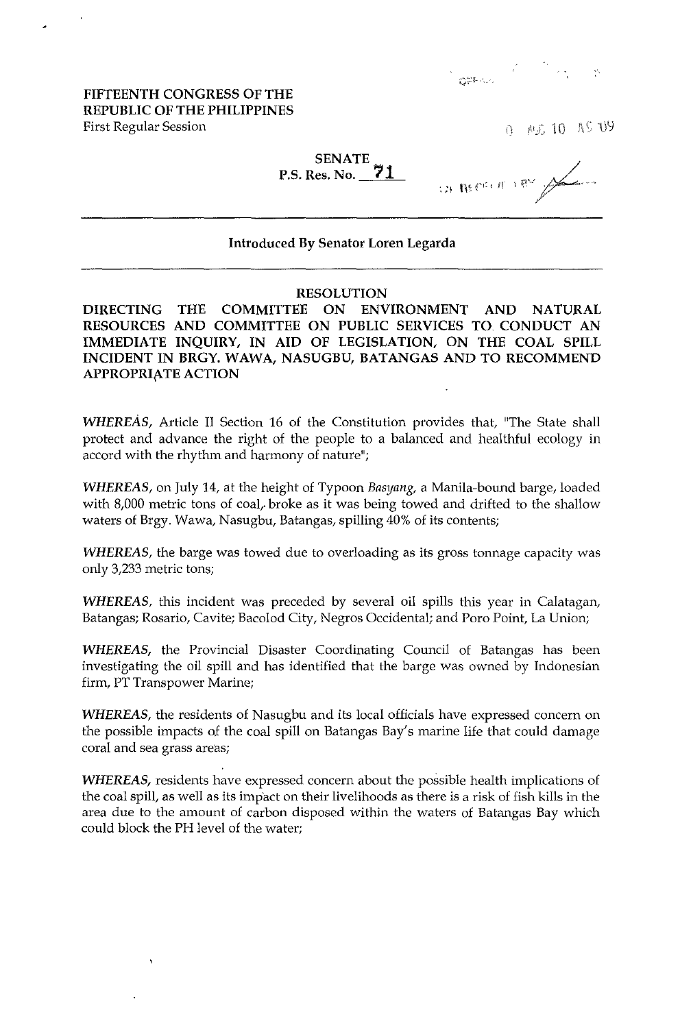FIFTEENTH CONGRESS OF THE
REPUBLIC OF THE PHILIPPINES
First Regular Session

SENATE
P.S. Res. No. 71

**Introduced By Senator Loren Legarda**

**RESOLUTION**

**DIRECTING THE COMMITTEE ON ENVIRONMENT AND NATURAL RESOURCES AND COMMITTEE ON PUBLIC SERVICES TO CONDUCT AN IMMEDIATE INQUIRY, IN AID OF LEGISLATION, ON THE COAL SPILL INCIDENT IN BRGY. WAWA, NASUGBU, BATANGAS AND TO RECOMMEND APPROPRIATE ACTION**

*WHEREAS*, Article II Section 16 of the Constitution provides that, "The State shall protect and advance the right of the people to a balanced and healthful ecology in accord with the rhythm and harmony of nature";

*WHEREAS*, on July 14, at the height of Typoon *Basyang*, a Manila-bound barge, loaded with 8,000 metric tons of coal, broke as it was being towed and drifted to the shallow waters of Brgy. Wawa, Nasugbu, Batangas, spilling 40% of its contents;

*WHEREAS*, the barge was towed due to overloading as its gross tonnage capacity was only 3,233 metric tons;

*WHEREAS*, this incident was preceded by several oil spills this year in Calatagan, Batangas; Rosario, Cavite; Bacolod City, Negros Occidental; and Poro Point, La Union;

*WHEREAS*, the Provincial Disaster Coordinating Council of Batangas has been investigating the oil spill and has identified that the barge was owned by Indonesian firm, PT Transpower Marine;

*WHEREAS*, the residents of Nasugbu and its local officials have expressed concern on the possible impacts of the coal spill on Batangas Bay's marine life that could damage coral and sea grass areas;

*WHEREAS*, residents have expressed concern about the possible health implications of the coal spill, as well as its impact on their livelihoods as there is a risk of fish kills in the area due to the amount of carbon disposed within the waters of Batangas Bay which could block the PH level of the water;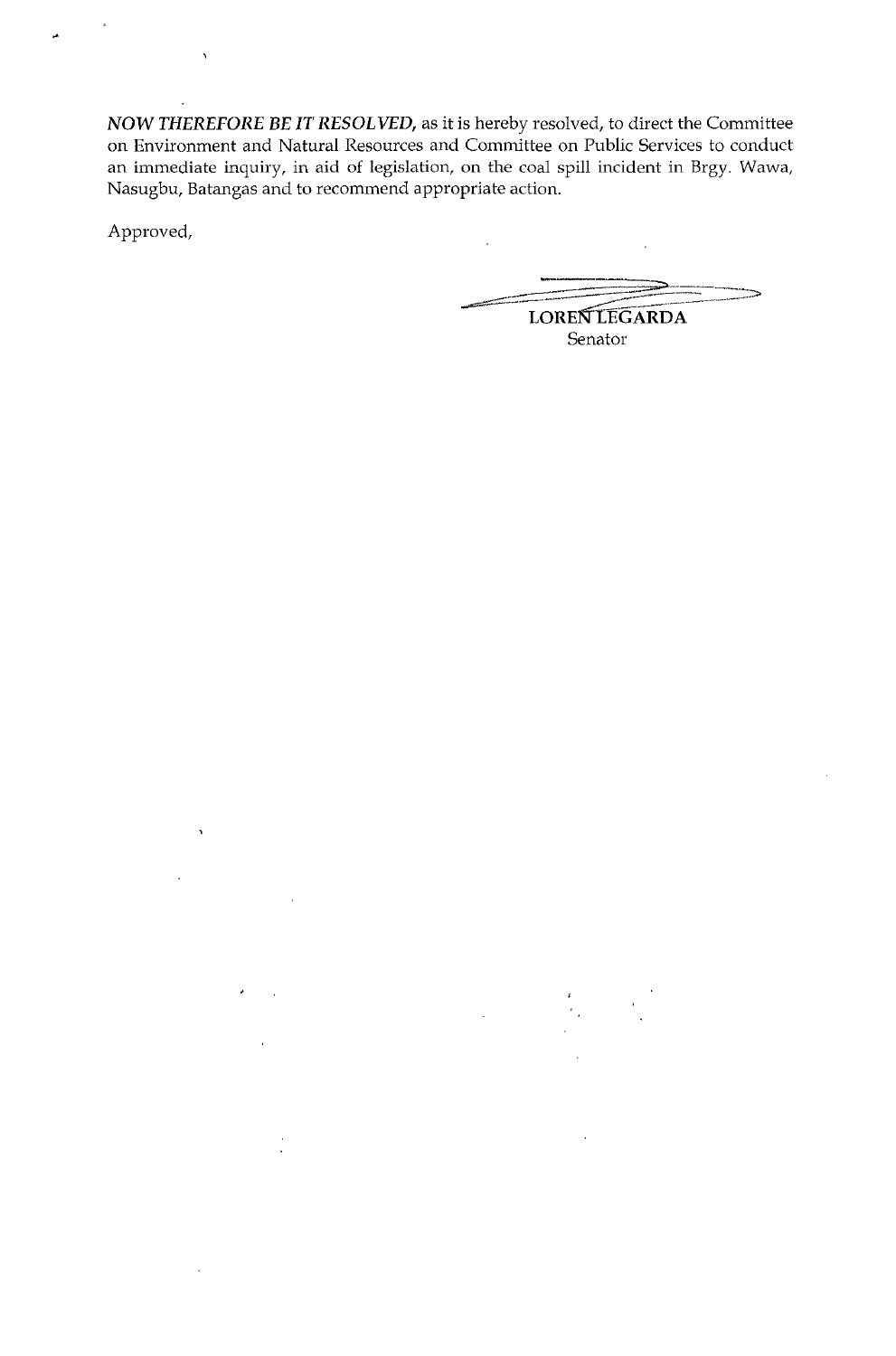***NOW THEREFORE BE IT RESOLVED***, as it is hereby resolved, to direct the Committee on Environment and Natural Resources and Committee on Public Services to conduct an immediate inquiry, in aid of legislation, on the coal spill incident in Brgy. Wawa, Nasugbu, Batangas and to recommend appropriate action.

Approved,

**LOREN LEGARDA**
Senator